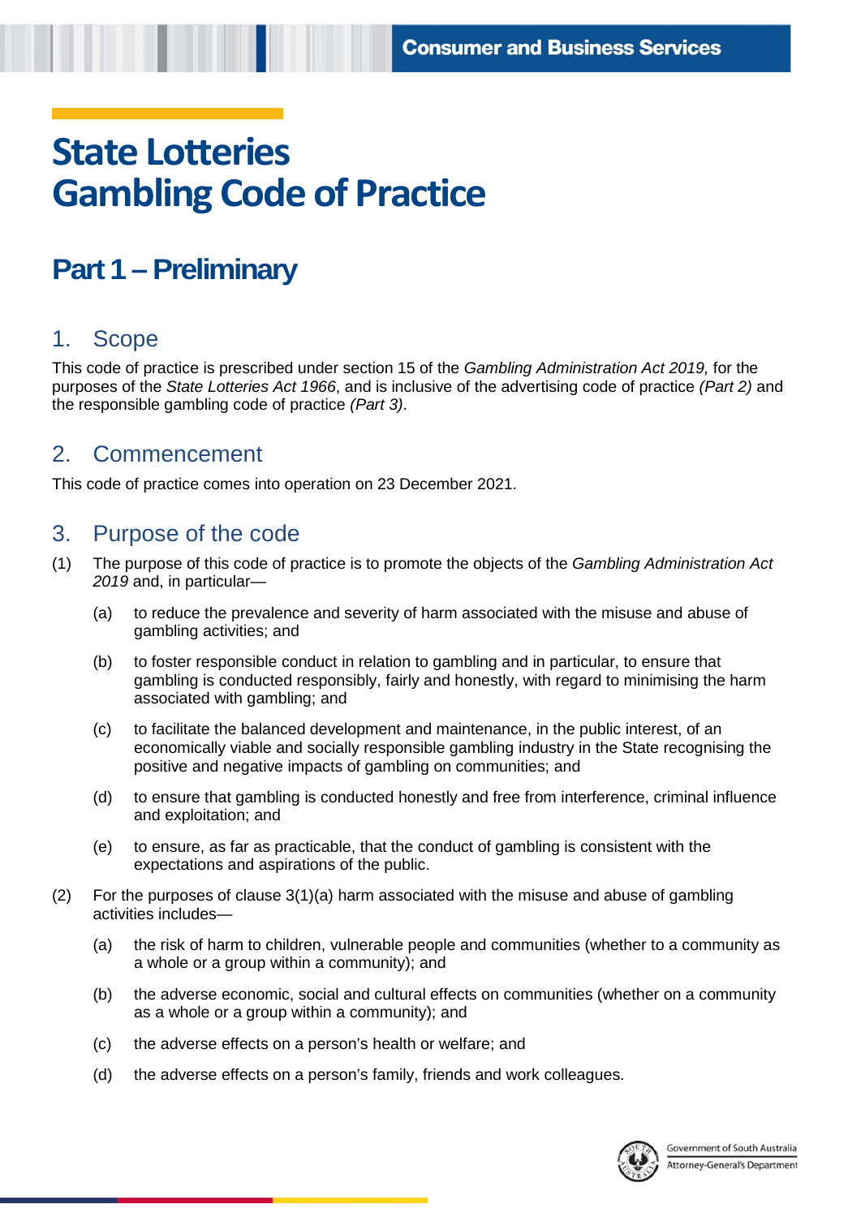# State Lotteries Gambling Code of Practice

## Part 1 – Preliminary

### 1. Scope

This code of practice is prescribed under section 15 of the *Gambling Administration Act 2019,* for the purposes of the *State Lotteries Act 1966*, and is inclusive of the advertising code of practice *(Part 2)* and the responsible gambling code of practice *(Part 3)*.

### 2. Commencement

This code of practice comes into operation on 23 December 2021.

### 3. Purpose of the code

(1) The purpose of this code of practice is to promote the objects of the *Gambling Administration Act 2019* and, in particular—

- (a) to reduce the prevalence and severity of harm associated with the misuse and abuse of gambling activities; and
- (b) to foster responsible conduct in relation to gambling and in particular, to ensure that gambling is conducted responsibly, fairly and honestly, with regard to minimising the harm associated with gambling; and
- (c) to facilitate the balanced development and maintenance, in the public interest, of an economically viable and socially responsible gambling industry in the State recognising the positive and negative impacts of gambling on communities; and
- (d) to ensure that gambling is conducted honestly and free from interference, criminal influence and exploitation; and
- (e) to ensure, as far as practicable, that the conduct of gambling is consistent with the expectations and aspirations of the public.

(2) For the purposes of clause 3(1)(a) harm associated with the misuse and abuse of gambling activities includes—

- (a) the risk of harm to children, vulnerable people and communities (whether to a community as a whole or a group within a community); and
- (b) the adverse economic, social and cultural effects on communities (whether on a community as a whole or a group within a community); and
- (c) the adverse effects on a person's health or welfare; and
- (d) the adverse effects on a person's family, friends and work colleagues.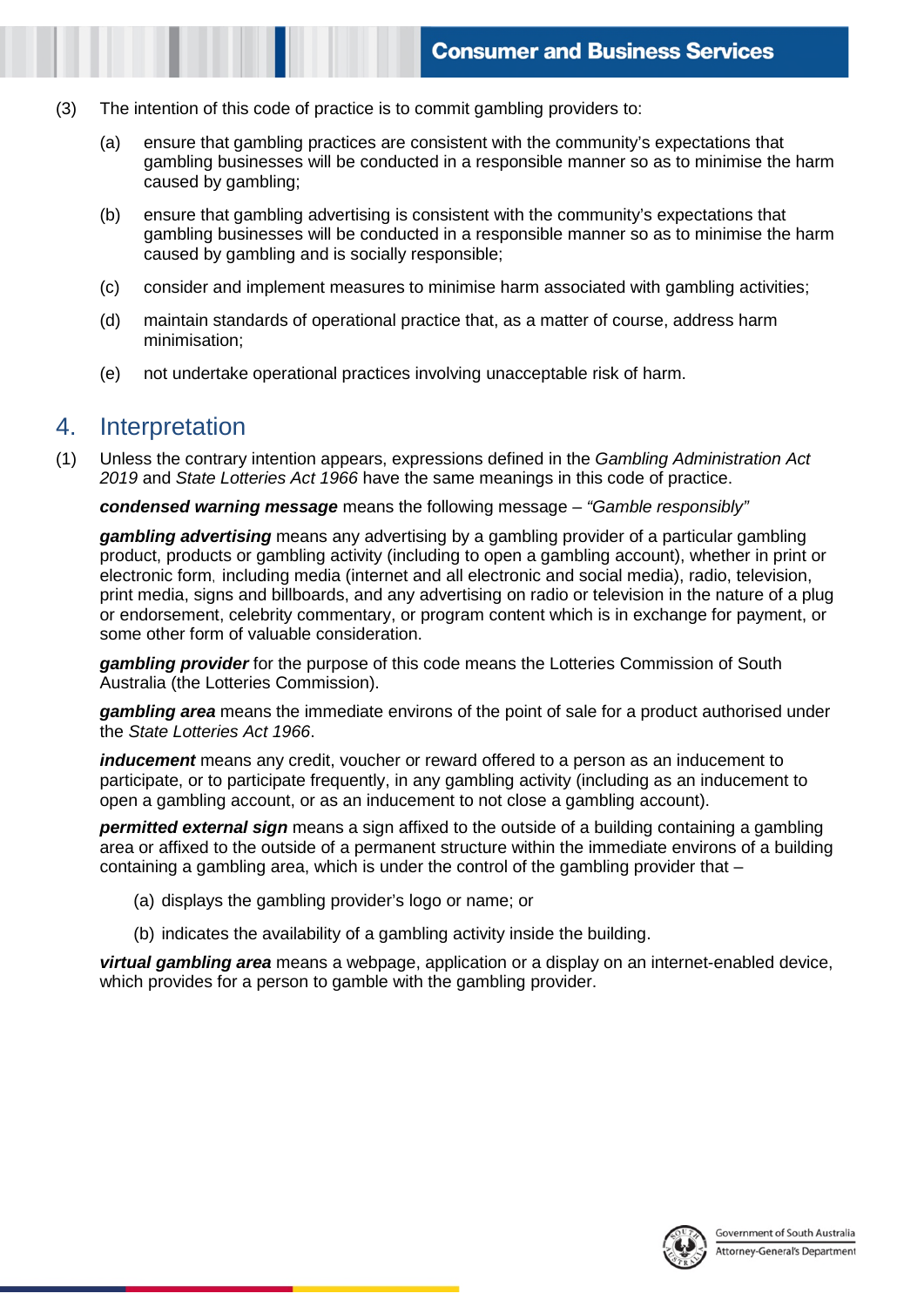(3) The intention of this code of practice is to commit gambling providers to:

(a) ensure that gambling practices are consistent with the community's expectations that gambling businesses will be conducted in a responsible manner so as to minimise the harm caused by gambling;

(b) ensure that gambling advertising is consistent with the community's expectations that gambling businesses will be conducted in a responsible manner so as to minimise the harm caused by gambling and is socially responsible;

(c) consider and implement measures to minimise harm associated with gambling activities;

(d) maintain standards of operational practice that, as a matter of course, address harm minimisation;

(e) not undertake operational practices involving unacceptable risk of harm.

## 4. Interpretation

(1) Unless the contrary intention appears, expressions defined in the *Gambling Administration Act 2019* and *State Lotteries Act 1966* have the same meanings in this code of practice.

***condensed warning message*** means the following message – *"Gamble responsibly"*

***gambling advertising*** means any advertising by a gambling provider of a particular gambling product, products or gambling activity (including to open a gambling account), whether in print or electronic form, including media (internet and all electronic and social media), radio, television, print media, signs and billboards, and any advertising on radio or television in the nature of a plug or endorsement, celebrity commentary, or program content which is in exchange for payment, or some other form of valuable consideration.

***gambling provider*** for the purpose of this code means the Lotteries Commission of South Australia (the Lotteries Commission).

***gambling area*** means the immediate environs of the point of sale for a product authorised under the *State Lotteries Act 1966*.

***inducement*** means any credit, voucher or reward offered to a person as an inducement to participate, or to participate frequently, in any gambling activity (including as an inducement to open a gambling account, or as an inducement to not close a gambling account).

***permitted external sign*** means a sign affixed to the outside of a building containing a gambling area or affixed to the outside of a permanent structure within the immediate environs of a building containing a gambling area, which is under the control of the gambling provider that –

(a) displays the gambling provider's logo or name; or

(b) indicates the availability of a gambling activity inside the building.

***virtual gambling area*** means a webpage, application or a display on an internet-enabled device, which provides for a person to gamble with the gambling provider.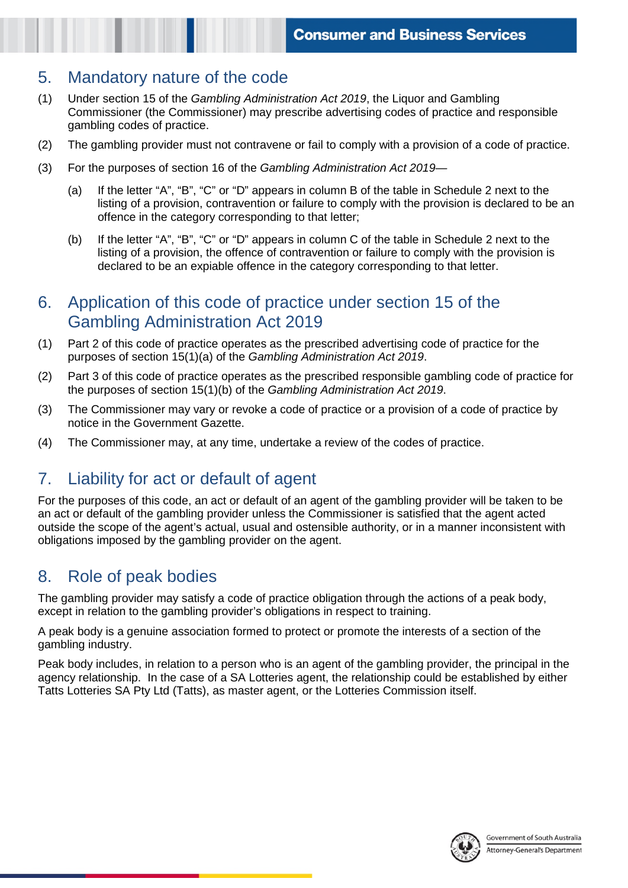## 5. Mandatory nature of the code

(1) Under section 15 of the *Gambling Administration Act 2019*, the Liquor and Gambling Commissioner (the Commissioner) may prescribe advertising codes of practice and responsible gambling codes of practice.

(2) The gambling provider must not contravene or fail to comply with a provision of a code of practice.

(3) For the purposes of section 16 of the *Gambling Administration Act 2019*—

  (a) If the letter "A", "B", "C" or "D" appears in column B of the table in Schedule 2 next to the listing of a provision, contravention or failure to comply with the provision is declared to be an offence in the category corresponding to that letter;

  (b) If the letter "A", "B", "C" or "D" appears in column C of the table in Schedule 2 next to the listing of a provision, the offence of contravention or failure to comply with the provision is declared to be an expiable offence in the category corresponding to that letter.

## 6. Application of this code of practice under section 15 of the Gambling Administration Act 2019

(1) Part 2 of this code of practice operates as the prescribed advertising code of practice for the purposes of section 15(1)(a) of the *Gambling Administration Act 2019*.

(2) Part 3 of this code of practice operates as the prescribed responsible gambling code of practice for the purposes of section 15(1)(b) of the *Gambling Administration Act 2019*.

(3) The Commissioner may vary or revoke a code of practice or a provision of a code of practice by notice in the Government Gazette.

(4) The Commissioner may, at any time, undertake a review of the codes of practice.

## 7. Liability for act or default of agent

For the purposes of this code, an act or default of an agent of the gambling provider will be taken to be an act or default of the gambling provider unless the Commissioner is satisfied that the agent acted outside the scope of the agent's actual, usual and ostensible authority, or in a manner inconsistent with obligations imposed by the gambling provider on the agent.

## 8. Role of peak bodies

The gambling provider may satisfy a code of practice obligation through the actions of a peak body, except in relation to the gambling provider's obligations in respect to training.

A peak body is a genuine association formed to protect or promote the interests of a section of the gambling industry.

Peak body includes, in relation to a person who is an agent of the gambling provider, the principal in the agency relationship. In the case of a SA Lotteries agent, the relationship could be established by either Tatts Lotteries SA Pty Ltd (Tatts), as master agent, or the Lotteries Commission itself.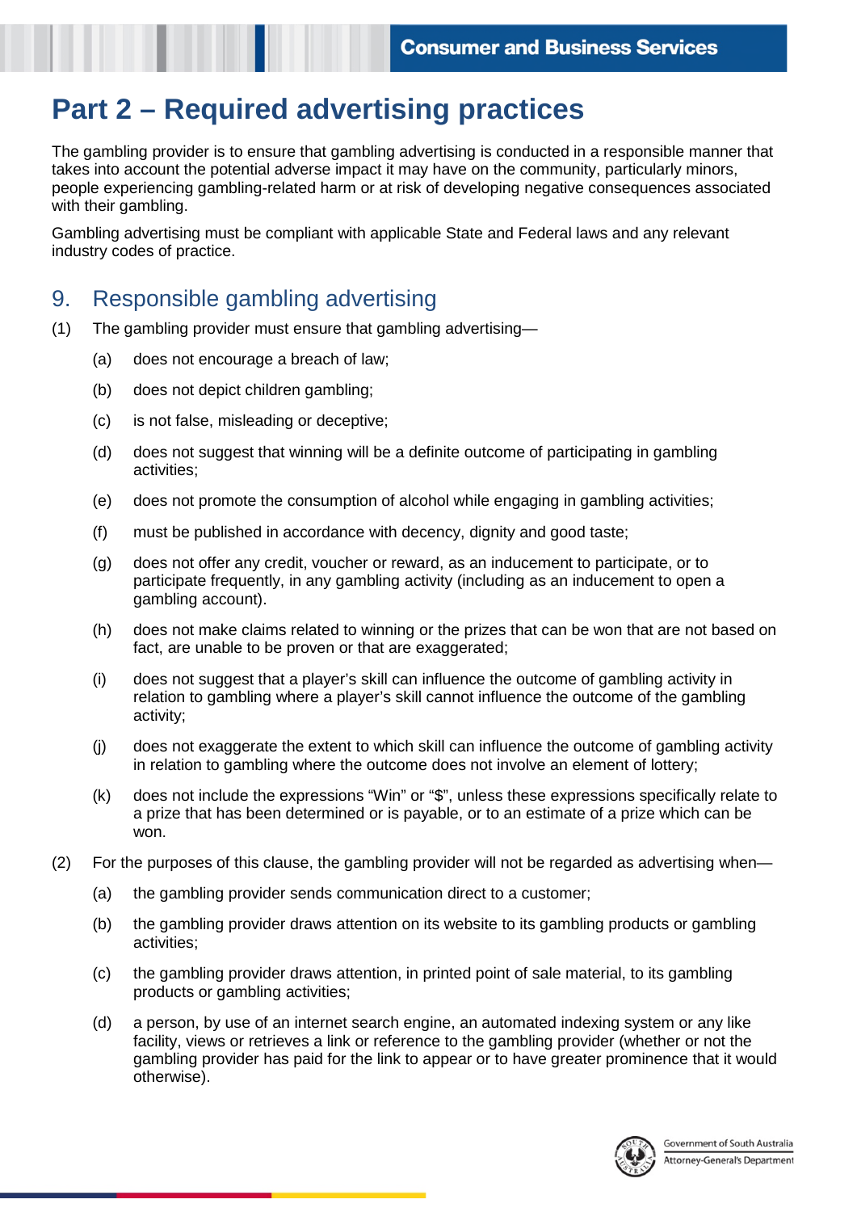# Part 2 – Required advertising practices

The gambling provider is to ensure that gambling advertising is conducted in a responsible manner that takes into account the potential adverse impact it may have on the community, particularly minors, people experiencing gambling-related harm or at risk of developing negative consequences associated with their gambling.

Gambling advertising must be compliant with applicable State and Federal laws and any relevant industry codes of practice.

## 9. Responsible gambling advertising

(1) The gambling provider must ensure that gambling advertising—

- (a) does not encourage a breach of law;
- (b) does not depict children gambling;
- (c) is not false, misleading or deceptive;
- (d) does not suggest that winning will be a definite outcome of participating in gambling activities;
- (e) does not promote the consumption of alcohol while engaging in gambling activities;
- (f) must be published in accordance with decency, dignity and good taste;
- (g) does not offer any credit, voucher or reward, as an inducement to participate, or to participate frequently, in any gambling activity (including as an inducement to open a gambling account).
- (h) does not make claims related to winning or the prizes that can be won that are not based on fact, are unable to be proven or that are exaggerated;
- (i) does not suggest that a player's skill can influence the outcome of gambling activity in relation to gambling where a player's skill cannot influence the outcome of the gambling activity;
- (j) does not exaggerate the extent to which skill can influence the outcome of gambling activity in relation to gambling where the outcome does not involve an element of lottery;
- (k) does not include the expressions "Win" or "$", unless these expressions specifically relate to a prize that has been determined or is payable, or to an estimate of a prize which can be won.

(2) For the purposes of this clause, the gambling provider will not be regarded as advertising when—

- (a) the gambling provider sends communication direct to a customer;
- (b) the gambling provider draws attention on its website to its gambling products or gambling activities;
- (c) the gambling provider draws attention, in printed point of sale material, to its gambling products or gambling activities;
- (d) a person, by use of an internet search engine, an automated indexing system or any like facility, views or retrieves a link or reference to the gambling provider (whether or not the gambling provider has paid for the link to appear or to have greater prominence that it would otherwise).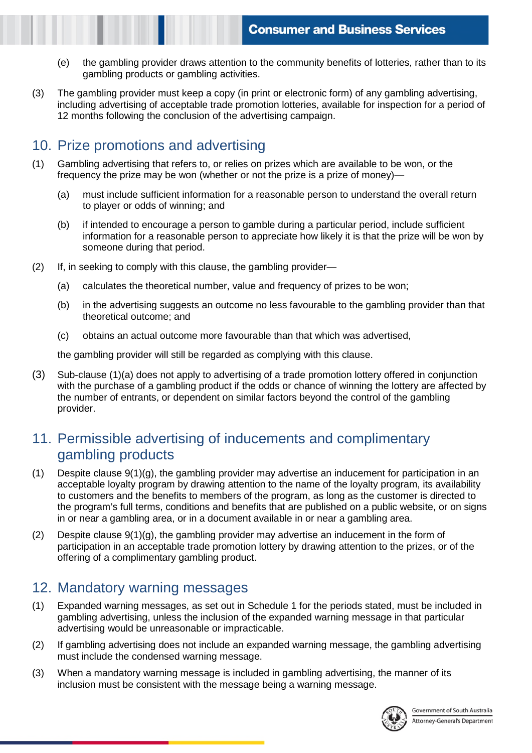(e) the gambling provider draws attention to the community benefits of lotteries, rather than to its gambling products or gambling activities.

(3) The gambling provider must keep a copy (in print or electronic form) of any gambling advertising, including advertising of acceptable trade promotion lotteries, available for inspection for a period of 12 months following the conclusion of the advertising campaign.

## 10. Prize promotions and advertising

(1) Gambling advertising that refers to, or relies on prizes which are available to be won, or the frequency the prize may be won (whether or not the prize is a prize of money)—

(a) must include sufficient information for a reasonable person to understand the overall return to player or odds of winning; and

(b) if intended to encourage a person to gamble during a particular period, include sufficient information for a reasonable person to appreciate how likely it is that the prize will be won by someone during that period.

(2) If, in seeking to comply with this clause, the gambling provider—

(a) calculates the theoretical number, value and frequency of prizes to be won;

(b) in the advertising suggests an outcome no less favourable to the gambling provider than that theoretical outcome; and

(c) obtains an actual outcome more favourable than that which was advertised,

the gambling provider will still be regarded as complying with this clause.

(3) Sub-clause (1)(a) does not apply to advertising of a trade promotion lottery offered in conjunction with the purchase of a gambling product if the odds or chance of winning the lottery are affected by the number of entrants, or dependent on similar factors beyond the control of the gambling provider.

## 11. Permissible advertising of inducements and complimentary gambling products

(1) Despite clause 9(1)(g), the gambling provider may advertise an inducement for participation in an acceptable loyalty program by drawing attention to the name of the loyalty program, its availability to customers and the benefits to members of the program, as long as the customer is directed to the program's full terms, conditions and benefits that are published on a public website, or on signs in or near a gambling area, or in a document available in or near a gambling area.

(2) Despite clause 9(1)(g), the gambling provider may advertise an inducement in the form of participation in an acceptable trade promotion lottery by drawing attention to the prizes, or of the offering of a complimentary gambling product.

## 12. Mandatory warning messages

(1) Expanded warning messages, as set out in Schedule 1 for the periods stated, must be included in gambling advertising, unless the inclusion of the expanded warning message in that particular advertising would be unreasonable or impracticable.

(2) If gambling advertising does not include an expanded warning message, the gambling advertising must include the condensed warning message.

(3) When a mandatory warning message is included in gambling advertising, the manner of its inclusion must be consistent with the message being a warning message.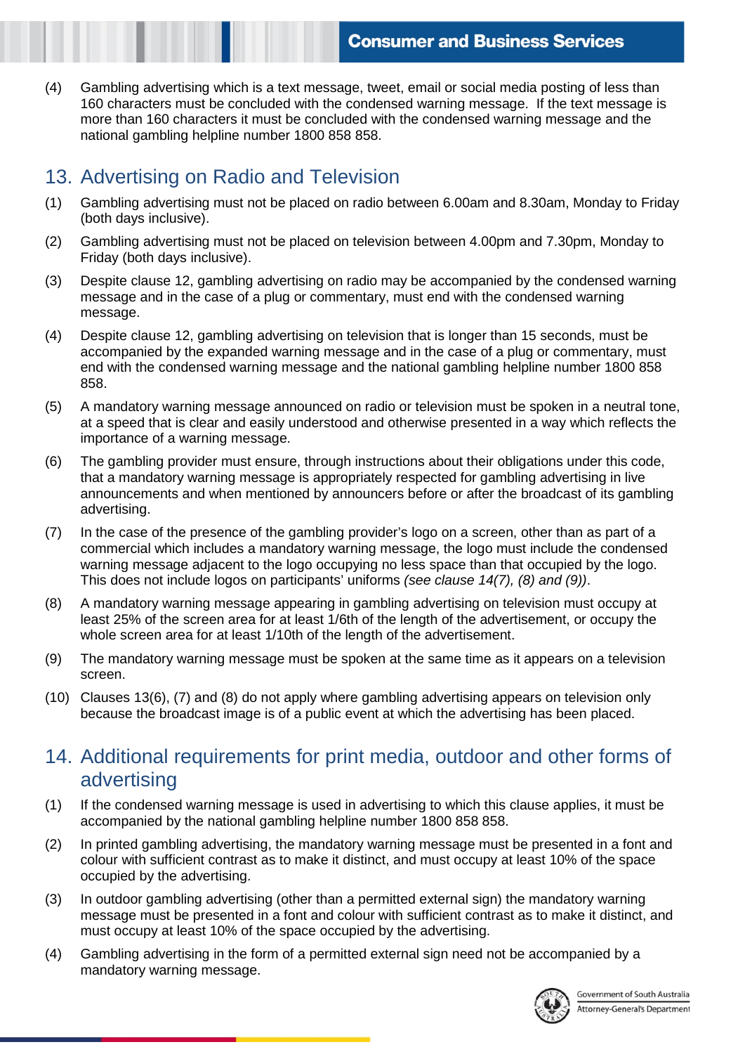(4) Gambling advertising which is a text message, tweet, email or social media posting of less than 160 characters must be concluded with the condensed warning message. If the text message is more than 160 characters it must be concluded with the condensed warning message and the national gambling helpline number 1800 858 858.

## 13. Advertising on Radio and Television

(1) Gambling advertising must not be placed on radio between 6.00am and 8.30am, Monday to Friday (both days inclusive).

(2) Gambling advertising must not be placed on television between 4.00pm and 7.30pm, Monday to Friday (both days inclusive).

(3) Despite clause 12, gambling advertising on radio may be accompanied by the condensed warning message and in the case of a plug or commentary, must end with the condensed warning message.

(4) Despite clause 12, gambling advertising on television that is longer than 15 seconds, must be accompanied by the expanded warning message and in the case of a plug or commentary, must end with the condensed warning message and the national gambling helpline number 1800 858 858.

(5) A mandatory warning message announced on radio or television must be spoken in a neutral tone, at a speed that is clear and easily understood and otherwise presented in a way which reflects the importance of a warning message.

(6) The gambling provider must ensure, through instructions about their obligations under this code, that a mandatory warning message is appropriately respected for gambling advertising in live announcements and when mentioned by announcers before or after the broadcast of its gambling advertising.

(7) In the case of the presence of the gambling provider's logo on a screen, other than as part of a commercial which includes a mandatory warning message, the logo must include the condensed warning message adjacent to the logo occupying no less space than that occupied by the logo. This does not include logos on participants' uniforms *(see clause 14(7), (8) and (9))*.

(8) A mandatory warning message appearing in gambling advertising on television must occupy at least 25% of the screen area for at least 1/6th of the length of the advertisement, or occupy the whole screen area for at least 1/10th of the length of the advertisement.

(9) The mandatory warning message must be spoken at the same time as it appears on a television screen.

(10) Clauses 13(6), (7) and (8) do not apply where gambling advertising appears on television only because the broadcast image is of a public event at which the advertising has been placed.

## 14. Additional requirements for print media, outdoor and other forms of advertising

(1) If the condensed warning message is used in advertising to which this clause applies, it must be accompanied by the national gambling helpline number 1800 858 858.

(2) In printed gambling advertising, the mandatory warning message must be presented in a font and colour with sufficient contrast as to make it distinct, and must occupy at least 10% of the space occupied by the advertising.

(3) In outdoor gambling advertising (other than a permitted external sign) the mandatory warning message must be presented in a font and colour with sufficient contrast as to make it distinct, and must occupy at least 10% of the space occupied by the advertising.

(4) Gambling advertising in the form of a permitted external sign need not be accompanied by a mandatory warning message.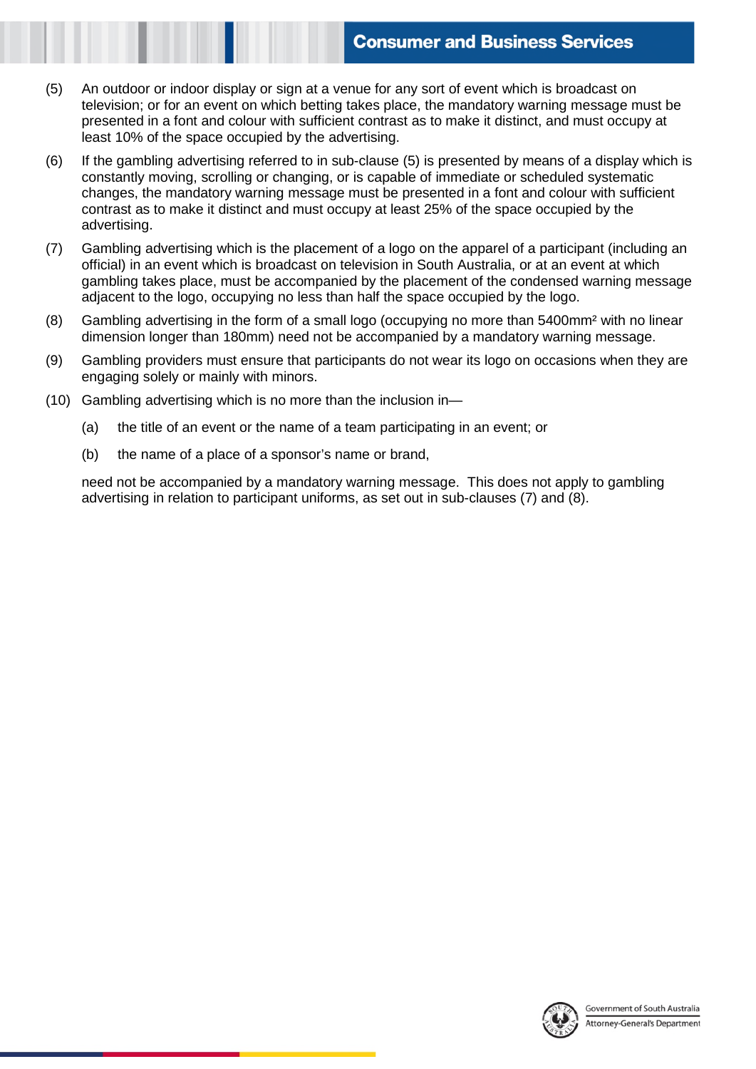(5) An outdoor or indoor display or sign at a venue for any sort of event which is broadcast on television; or for an event on which betting takes place, the mandatory warning message must be presented in a font and colour with sufficient contrast as to make it distinct, and must occupy at least 10% of the space occupied by the advertising.

(6) If the gambling advertising referred to in sub-clause (5) is presented by means of a display which is constantly moving, scrolling or changing, or is capable of immediate or scheduled systematic changes, the mandatory warning message must be presented in a font and colour with sufficient contrast as to make it distinct and must occupy at least 25% of the space occupied by the advertising.

(7) Gambling advertising which is the placement of a logo on the apparel of a participant (including an official) in an event which is broadcast on television in South Australia, or at an event at which gambling takes place, must be accompanied by the placement of the condensed warning message adjacent to the logo, occupying no less than half the space occupied by the logo.

(8) Gambling advertising in the form of a small logo (occupying no more than 5400mm$^2$ with no linear dimension longer than 180mm) need not be accompanied by a mandatory warning message.

(9) Gambling providers must ensure that participants do not wear its logo on occasions when they are engaging solely or mainly with minors.

(10) Gambling advertising which is no more than the inclusion in—

 (a) the title of an event or the name of a team participating in an event; or

 (b) the name of a place of a sponsor's name or brand,

 need not be accompanied by a mandatory warning message. This does not apply to gambling advertising in relation to participant uniforms, as set out in sub-clauses (7) and (8).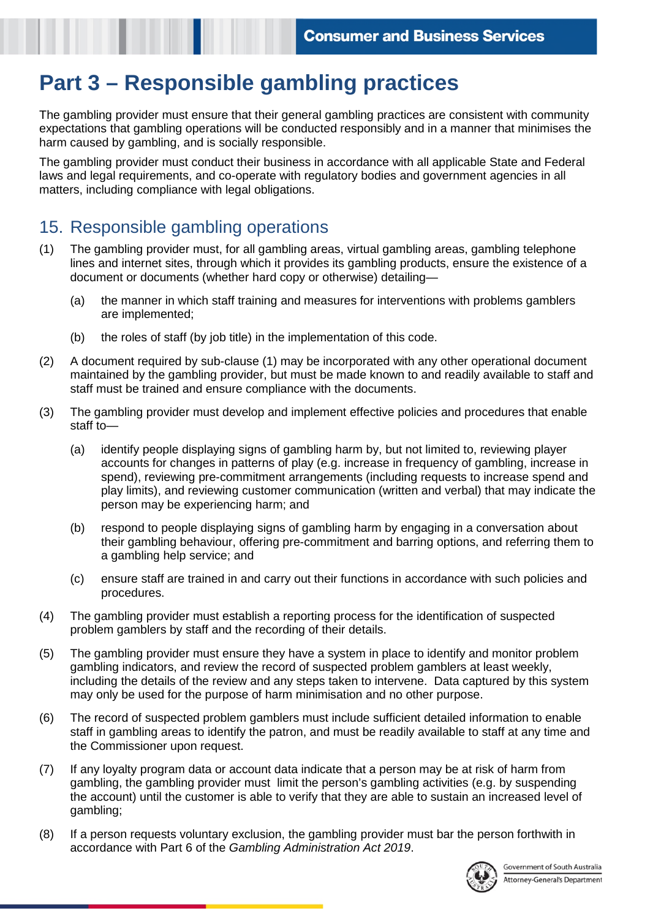# Part 3 – Responsible gambling practices

The gambling provider must ensure that their general gambling practices are consistent with community expectations that gambling operations will be conducted responsibly and in a manner that minimises the harm caused by gambling, and is socially responsible.

The gambling provider must conduct their business in accordance with all applicable State and Federal laws and legal requirements, and co-operate with regulatory bodies and government agencies in all matters, including compliance with legal obligations.

## 15. Responsible gambling operations

(1) The gambling provider must, for all gambling areas, virtual gambling areas, gambling telephone lines and internet sites, through which it provides its gambling products, ensure the existence of a document or documents (whether hard copy or otherwise) detailing—

  (a) the manner in which staff training and measures for interventions with problems gamblers are implemented;

  (b) the roles of staff (by job title) in the implementation of this code.

(2) A document required by sub-clause (1) may be incorporated with any other operational document maintained by the gambling provider, but must be made known to and readily available to staff and staff must be trained and ensure compliance with the documents.

(3) The gambling provider must develop and implement effective policies and procedures that enable staff to—

  (a) identify people displaying signs of gambling harm by, but not limited to, reviewing player accounts for changes in patterns of play (e.g. increase in frequency of gambling, increase in spend), reviewing pre-commitment arrangements (including requests to increase spend and play limits), and reviewing customer communication (written and verbal) that may indicate the person may be experiencing harm; and

  (b) respond to people displaying signs of gambling harm by engaging in a conversation about their gambling behaviour, offering pre-commitment and barring options, and referring them to a gambling help service; and

  (c) ensure staff are trained in and carry out their functions in accordance with such policies and procedures.

(4) The gambling provider must establish a reporting process for the identification of suspected problem gamblers by staff and the recording of their details.

(5) The gambling provider must ensure they have a system in place to identify and monitor problem gambling indicators, and review the record of suspected problem gamblers at least weekly, including the details of the review and any steps taken to intervene. Data captured by this system may only be used for the purpose of harm minimisation and no other purpose.

(6) The record of suspected problem gamblers must include sufficient detailed information to enable staff in gambling areas to identify the patron, and must be readily available to staff at any time and the Commissioner upon request.

(7) If any loyalty program data or account data indicate that a person may be at risk of harm from gambling, the gambling provider must limit the person's gambling activities (e.g. by suspending the account) until the customer is able to verify that they are able to sustain an increased level of gambling;

(8) If a person requests voluntary exclusion, the gambling provider must bar the person forthwith in accordance with Part 6 of the *Gambling Administration Act 2019*.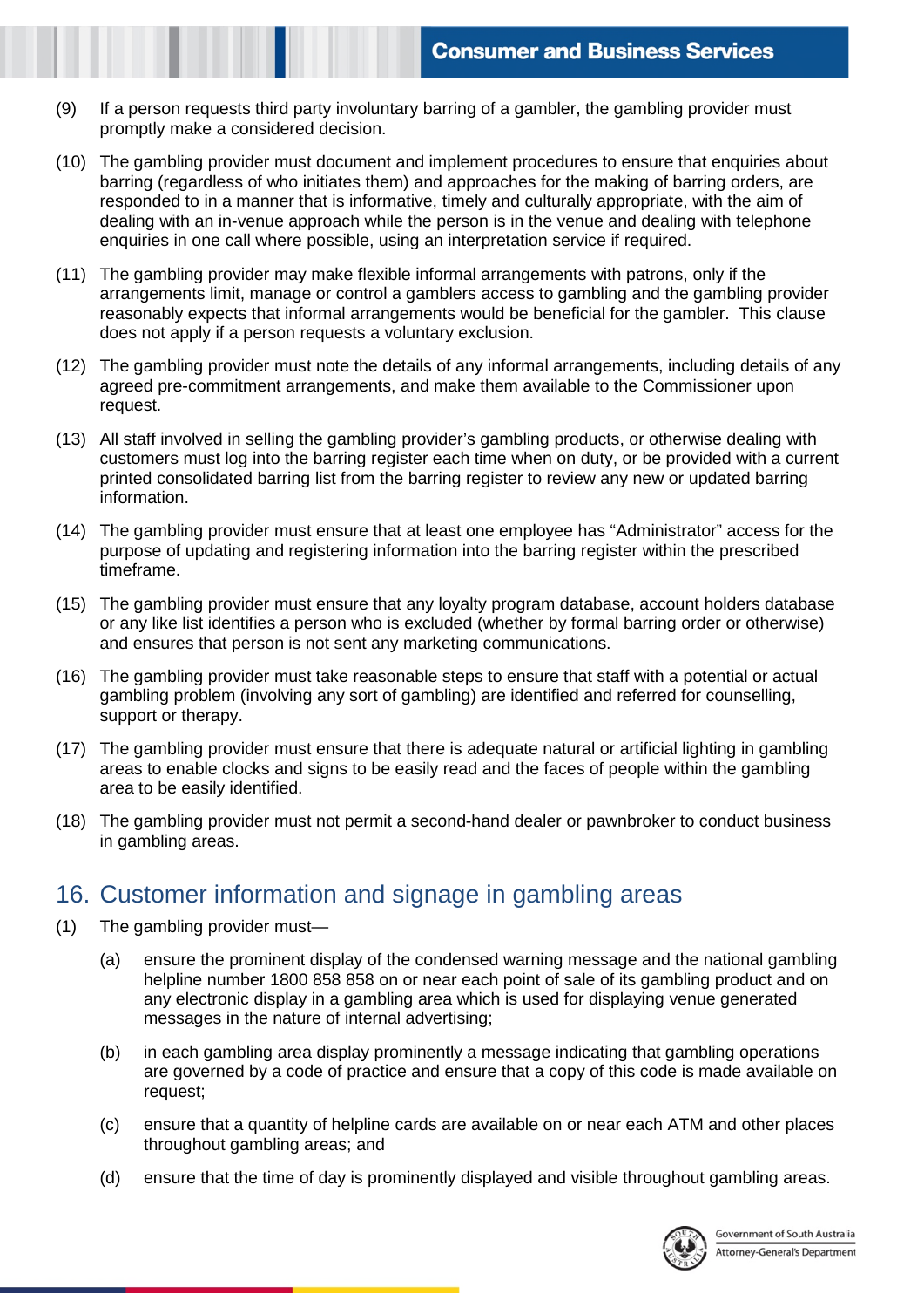(9) If a person requests third party involuntary barring of a gambler, the gambling provider must promptly make a considered decision.

(10) The gambling provider must document and implement procedures to ensure that enquiries about barring (regardless of who initiates them) and approaches for the making of barring orders, are responded to in a manner that is informative, timely and culturally appropriate, with the aim of dealing with an in-venue approach while the person is in the venue and dealing with telephone enquiries in one call where possible, using an interpretation service if required.

(11) The gambling provider may make flexible informal arrangements with patrons, only if the arrangements limit, manage or control a gamblers access to gambling and the gambling provider reasonably expects that informal arrangements would be beneficial for the gambler. This clause does not apply if a person requests a voluntary exclusion.

(12) The gambling provider must note the details of any informal arrangements, including details of any agreed pre-commitment arrangements, and make them available to the Commissioner upon request.

(13) All staff involved in selling the gambling provider's gambling products, or otherwise dealing with customers must log into the barring register each time when on duty, or be provided with a current printed consolidated barring list from the barring register to review any new or updated barring information.

(14) The gambling provider must ensure that at least one employee has "Administrator" access for the purpose of updating and registering information into the barring register within the prescribed timeframe.

(15) The gambling provider must ensure that any loyalty program database, account holders database or any like list identifies a person who is excluded (whether by formal barring order or otherwise) and ensures that person is not sent any marketing communications.

(16) The gambling provider must take reasonable steps to ensure that staff with a potential or actual gambling problem (involving any sort of gambling) are identified and referred for counselling, support or therapy.

(17) The gambling provider must ensure that there is adequate natural or artificial lighting in gambling areas to enable clocks and signs to be easily read and the faces of people within the gambling area to be easily identified.

(18) The gambling provider must not permit a second-hand dealer or pawnbroker to conduct business in gambling areas.

## 16. Customer information and signage in gambling areas

(1) The gambling provider must—

  (a) ensure the prominent display of the condensed warning message and the national gambling helpline number 1800 858 858 on or near each point of sale of its gambling product and on any electronic display in a gambling area which is used for displaying venue generated messages in the nature of internal advertising;

  (b) in each gambling area display prominently a message indicating that gambling operations are governed by a code of practice and ensure that a copy of this code is made available on request;

  (c) ensure that a quantity of helpline cards are available on or near each ATM and other places throughout gambling areas; and

  (d) ensure that the time of day is prominently displayed and visible throughout gambling areas.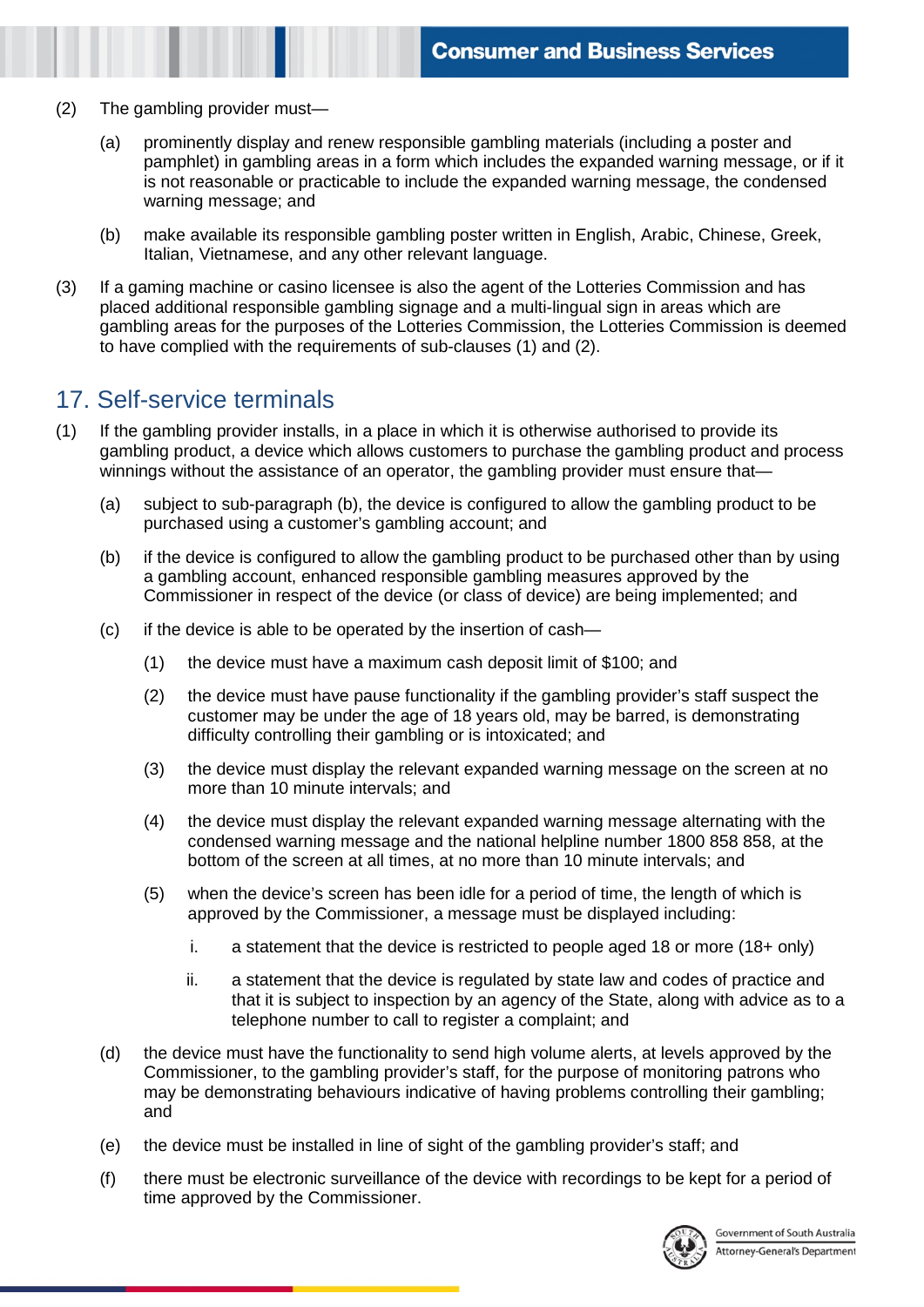(2) The gambling provider must—

(a) prominently display and renew responsible gambling materials (including a poster and pamphlet) in gambling areas in a form which includes the expanded warning message, or if it is not reasonable or practicable to include the expanded warning message, the condensed warning message; and

(b) make available its responsible gambling poster written in English, Arabic, Chinese, Greek, Italian, Vietnamese, and any other relevant language.

(3) If a gaming machine or casino licensee is also the agent of the Lotteries Commission and has placed additional responsible gambling signage and a multi-lingual sign in areas which are gambling areas for the purposes of the Lotteries Commission, the Lotteries Commission is deemed to have complied with the requirements of sub-clauses (1) and (2).

## 17. Self-service terminals

(1) If the gambling provider installs, in a place in which it is otherwise authorised to provide its gambling product, a device which allows customers to purchase the gambling product and process winnings without the assistance of an operator, the gambling provider must ensure that—

(a) subject to sub-paragraph (b), the device is configured to allow the gambling product to be purchased using a customer's gambling account; and

(b) if the device is configured to allow the gambling product to be purchased other than by using a gambling account, enhanced responsible gambling measures approved by the Commissioner in respect of the device (or class of device) are being implemented; and

(c) if the device is able to be operated by the insertion of cash—

(1) the device must have a maximum cash deposit limit of $100; and

(2) the device must have pause functionality if the gambling provider's staff suspect the customer may be under the age of 18 years old, may be barred, is demonstrating difficulty controlling their gambling or is intoxicated; and

(3) the device must display the relevant expanded warning message on the screen at no more than 10 minute intervals; and

(4) the device must display the relevant expanded warning message alternating with the condensed warning message and the national helpline number 1800 858 858, at the bottom of the screen at all times, at no more than 10 minute intervals; and

(5) when the device's screen has been idle for a period of time, the length of which is approved by the Commissioner, a message must be displayed including:

i. a statement that the device is restricted to people aged 18 or more (18+ only)

ii. a statement that the device is regulated by state law and codes of practice and that it is subject to inspection by an agency of the State, along with advice as to a telephone number to call to register a complaint; and

(d) the device must have the functionality to send high volume alerts, at levels approved by the Commissioner, to the gambling provider's staff, for the purpose of monitoring patrons who may be demonstrating behaviours indicative of having problems controlling their gambling; and

(e) the device must be installed in line of sight of the gambling provider's staff; and

(f) there must be electronic surveillance of the device with recordings to be kept for a period of time approved by the Commissioner.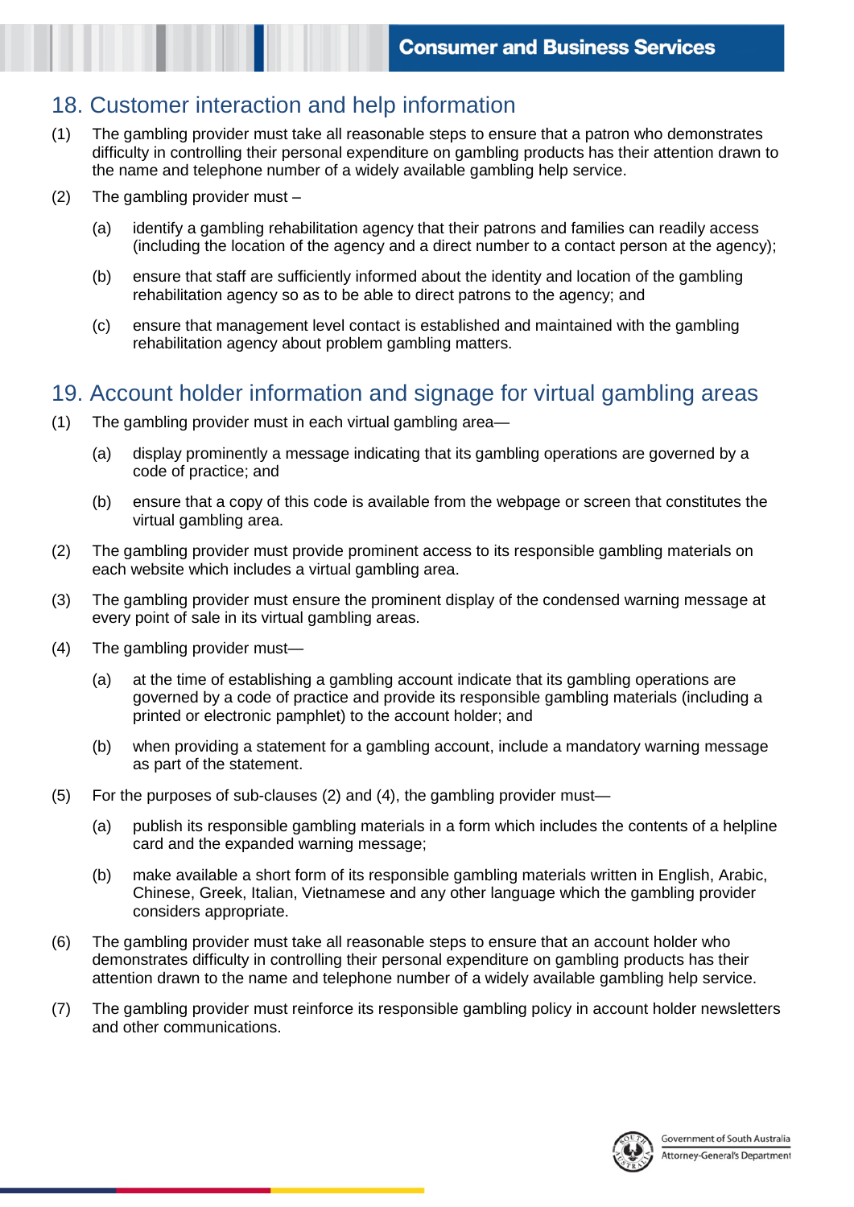## 18. Customer interaction and help information

(1) The gambling provider must take all reasonable steps to ensure that a patron who demonstrates difficulty in controlling their personal expenditure on gambling products has their attention drawn to the name and telephone number of a widely available gambling help service.

(2) The gambling provider must –

(a) identify a gambling rehabilitation agency that their patrons and families can readily access (including the location of the agency and a direct number to a contact person at the agency);

(b) ensure that staff are sufficiently informed about the identity and location of the gambling rehabilitation agency so as to be able to direct patrons to the agency; and

(c) ensure that management level contact is established and maintained with the gambling rehabilitation agency about problem gambling matters.

## 19. Account holder information and signage for virtual gambling areas

(1) The gambling provider must in each virtual gambling area—

(a) display prominently a message indicating that its gambling operations are governed by a code of practice; and

(b) ensure that a copy of this code is available from the webpage or screen that constitutes the virtual gambling area.

(2) The gambling provider must provide prominent access to its responsible gambling materials on each website which includes a virtual gambling area.

(3) The gambling provider must ensure the prominent display of the condensed warning message at every point of sale in its virtual gambling areas.

(4) The gambling provider must—

(a) at the time of establishing a gambling account indicate that its gambling operations are governed by a code of practice and provide its responsible gambling materials (including a printed or electronic pamphlet) to the account holder; and

(b) when providing a statement for a gambling account, include a mandatory warning message as part of the statement.

(5) For the purposes of sub-clauses (2) and (4), the gambling provider must—

(a) publish its responsible gambling materials in a form which includes the contents of a helpline card and the expanded warning message;

(b) make available a short form of its responsible gambling materials written in English, Arabic, Chinese, Greek, Italian, Vietnamese and any other language which the gambling provider considers appropriate.

(6) The gambling provider must take all reasonable steps to ensure that an account holder who demonstrates difficulty in controlling their personal expenditure on gambling products has their attention drawn to the name and telephone number of a widely available gambling help service.

(7) The gambling provider must reinforce its responsible gambling policy in account holder newsletters and other communications.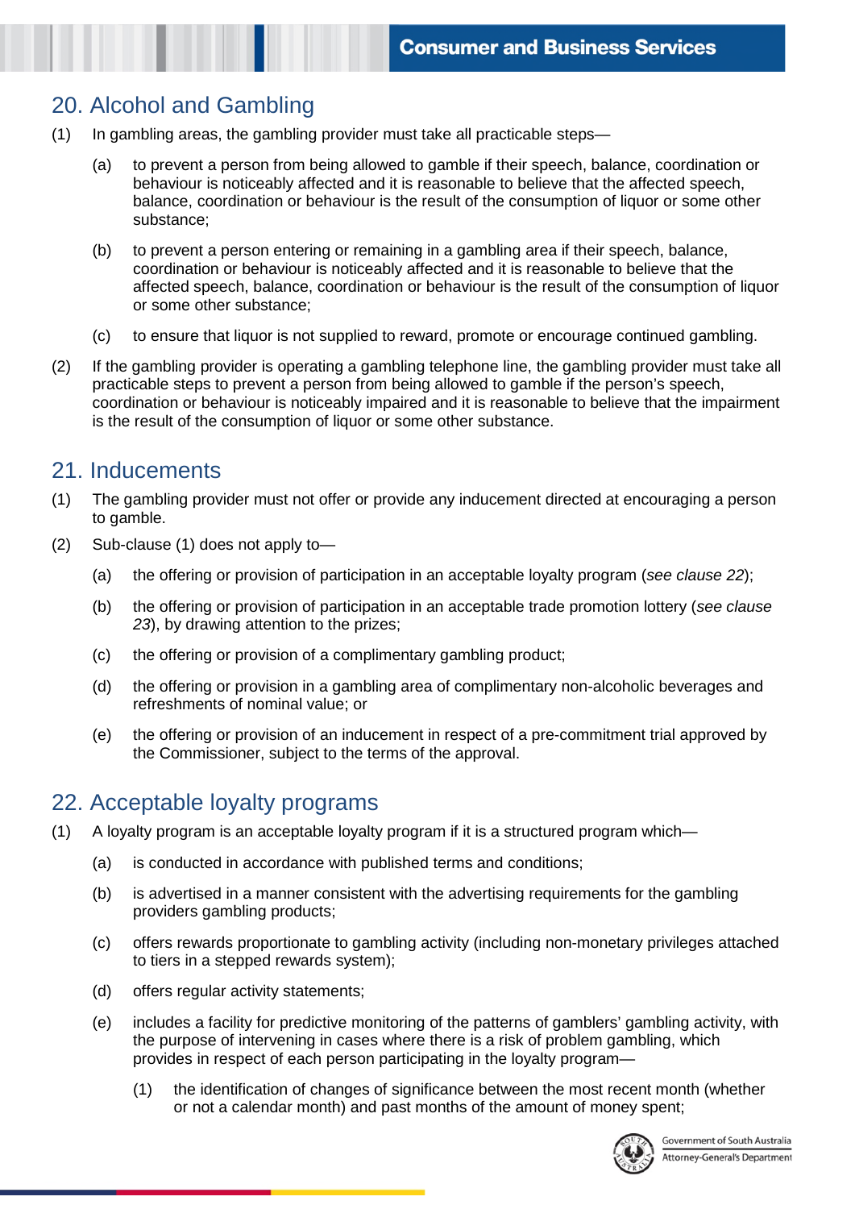## 20. Alcohol and Gambling

(1) In gambling areas, the gambling provider must take all practicable steps—

(a) to prevent a person from being allowed to gamble if their speech, balance, coordination or behaviour is noticeably affected and it is reasonable to believe that the affected speech, balance, coordination or behaviour is the result of the consumption of liquor or some other substance;

(b) to prevent a person entering or remaining in a gambling area if their speech, balance, coordination or behaviour is noticeably affected and it is reasonable to believe that the affected speech, balance, coordination or behaviour is the result of the consumption of liquor or some other substance;

(c) to ensure that liquor is not supplied to reward, promote or encourage continued gambling.

(2) If the gambling provider is operating a gambling telephone line, the gambling provider must take all practicable steps to prevent a person from being allowed to gamble if the person's speech, coordination or behaviour is noticeably impaired and it is reasonable to believe that the impairment is the result of the consumption of liquor or some other substance.

## 21. Inducements

(1) The gambling provider must not offer or provide any inducement directed at encouraging a person to gamble.

(2) Sub-clause (1) does not apply to—

(a) the offering or provision of participation in an acceptable loyalty program (*see clause 22*);

(b) the offering or provision of participation in an acceptable trade promotion lottery (*see clause 23*), by drawing attention to the prizes;

(c) the offering or provision of a complimentary gambling product;

(d) the offering or provision in a gambling area of complimentary non-alcoholic beverages and refreshments of nominal value; or

(e) the offering or provision of an inducement in respect of a pre-commitment trial approved by the Commissioner, subject to the terms of the approval.

## 22. Acceptable loyalty programs

(1) A loyalty program is an acceptable loyalty program if it is a structured program which—

(a) is conducted in accordance with published terms and conditions;

(b) is advertised in a manner consistent with the advertising requirements for the gambling providers gambling products;

(c) offers rewards proportionate to gambling activity (including non-monetary privileges attached to tiers in a stepped rewards system);

(d) offers regular activity statements;

(e) includes a facility for predictive monitoring of the patterns of gamblers' gambling activity, with the purpose of intervening in cases where there is a risk of problem gambling, which provides in respect of each person participating in the loyalty program—

(1) the identification of changes of significance between the most recent month (whether or not a calendar month) and past months of the amount of money spent;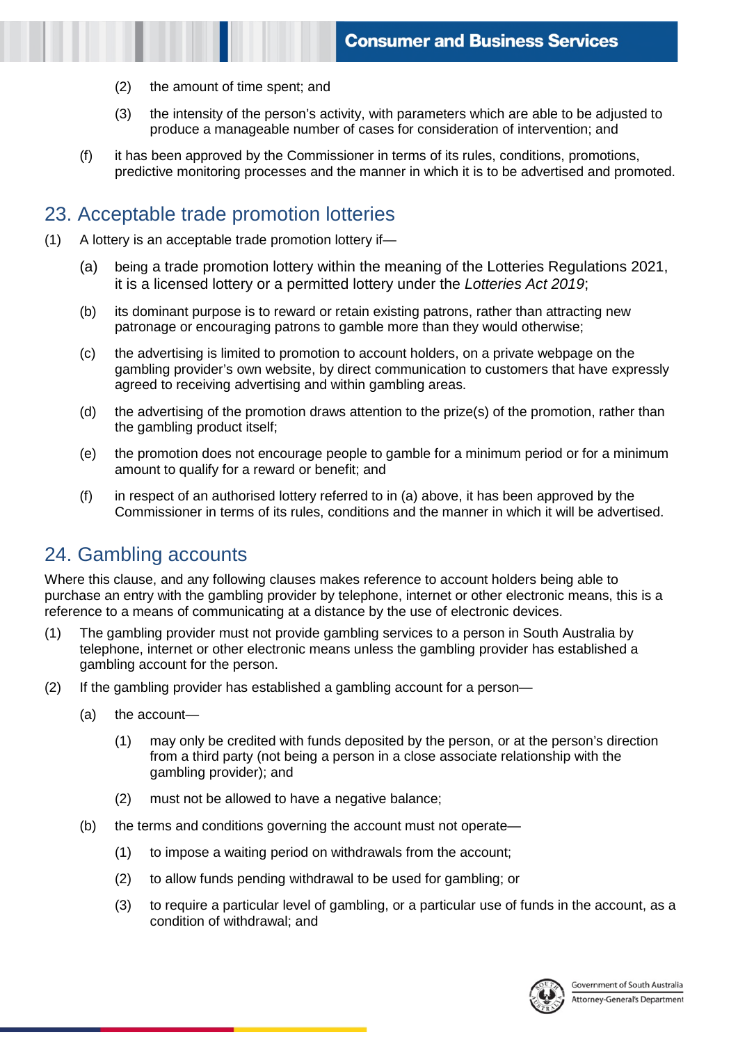(2) the amount of time spent; and

(3) the intensity of the person's activity, with parameters which are able to be adjusted to produce a manageable number of cases for consideration of intervention; and

(f) it has been approved by the Commissioner in terms of its rules, conditions, promotions, predictive monitoring processes and the manner in which it is to be advertised and promoted.

## 23. Acceptable trade promotion lotteries

(1) A lottery is an acceptable trade promotion lottery if—

(a) being a trade promotion lottery within the meaning of the Lotteries Regulations 2021, it is a licensed lottery or a permitted lottery under the *Lotteries Act 2019*;

(b) its dominant purpose is to reward or retain existing patrons, rather than attracting new patronage or encouraging patrons to gamble more than they would otherwise;

(c) the advertising is limited to promotion to account holders, on a private webpage on the gambling provider's own website, by direct communication to customers that have expressly agreed to receiving advertising and within gambling areas.

(d) the advertising of the promotion draws attention to the prize(s) of the promotion, rather than the gambling product itself;

(e) the promotion does not encourage people to gamble for a minimum period or for a minimum amount to qualify for a reward or benefit; and

(f) in respect of an authorised lottery referred to in (a) above, it has been approved by the Commissioner in terms of its rules, conditions and the manner in which it will be advertised.

## 24. Gambling accounts

Where this clause, and any following clauses makes reference to account holders being able to purchase an entry with the gambling provider by telephone, internet or other electronic means, this is a reference to a means of communicating at a distance by the use of electronic devices.

(1) The gambling provider must not provide gambling services to a person in South Australia by telephone, internet or other electronic means unless the gambling provider has established a gambling account for the person.

(2) If the gambling provider has established a gambling account for a person—

(a) the account—

(1) may only be credited with funds deposited by the person, or at the person's direction from a third party (not being a person in a close associate relationship with the gambling provider); and

(2) must not be allowed to have a negative balance;

(b) the terms and conditions governing the account must not operate—

(1) to impose a waiting period on withdrawals from the account;

(2) to allow funds pending withdrawal to be used for gambling; or

(3) to require a particular level of gambling, or a particular use of funds in the account, as a condition of withdrawal; and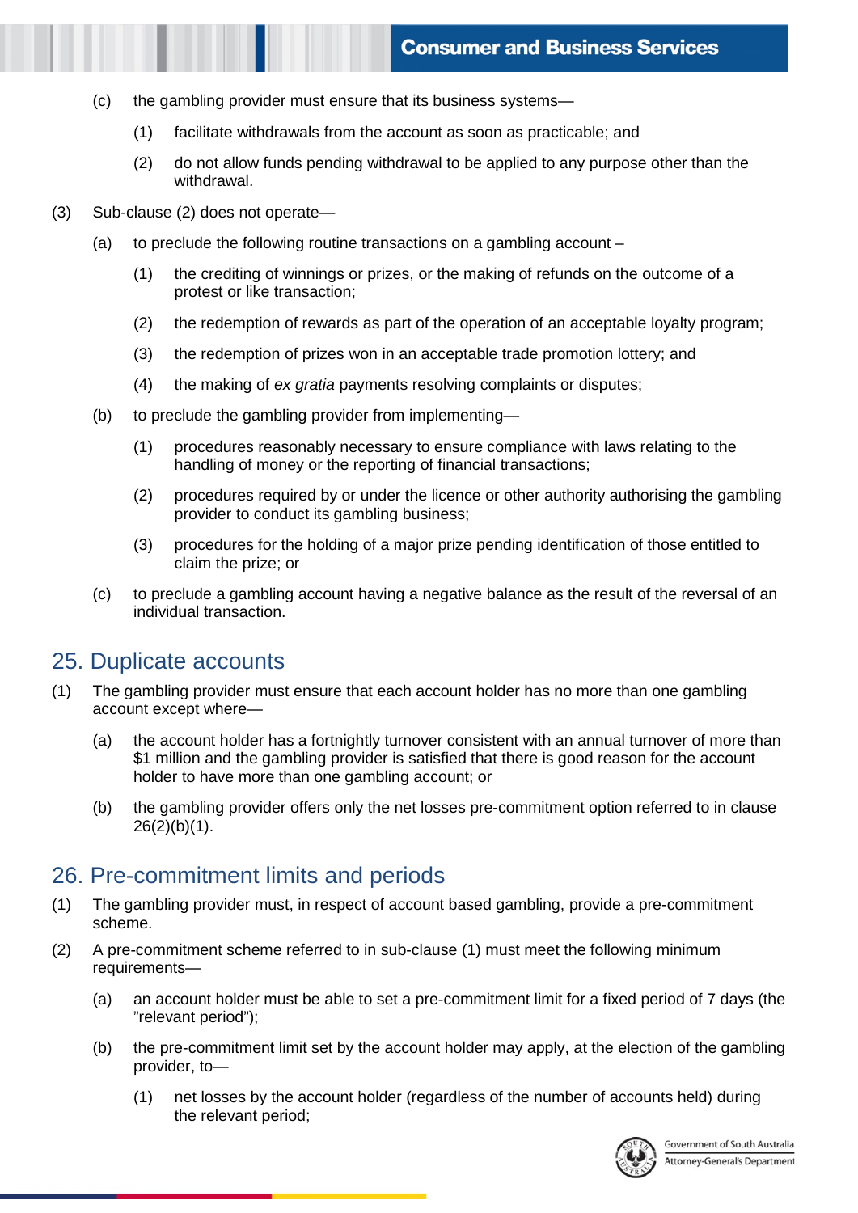(c) the gambling provider must ensure that its business systems—

   (1) facilitate withdrawals from the account as soon as practicable; and

   (2) do not allow funds pending withdrawal to be applied to any purpose other than the withdrawal.

(3) Sub-clause (2) does not operate—

   (a) to preclude the following routine transactions on a gambling account –

      (1) the crediting of winnings or prizes, or the making of refunds on the outcome of a protest or like transaction;

      (2) the redemption of rewards as part of the operation of an acceptable loyalty program;

      (3) the redemption of prizes won in an acceptable trade promotion lottery; and

      (4) the making of *ex gratia* payments resolving complaints or disputes;

   (b) to preclude the gambling provider from implementing—

      (1) procedures reasonably necessary to ensure compliance with laws relating to the handling of money or the reporting of financial transactions;

      (2) procedures required by or under the licence or other authority authorising the gambling provider to conduct its gambling business;

      (3) procedures for the holding of a major prize pending identification of those entitled to claim the prize; or

   (c) to preclude a gambling account having a negative balance as the result of the reversal of an individual transaction.

## 25. Duplicate accounts

(1) The gambling provider must ensure that each account holder has no more than one gambling account except where—

   (a) the account holder has a fortnightly turnover consistent with an annual turnover of more than $1 million and the gambling provider is satisfied that there is good reason for the account holder to have more than one gambling account; or

   (b) the gambling provider offers only the net losses pre-commitment option referred to in clause 26(2)(b)(1).

## 26. Pre-commitment limits and periods

(1) The gambling provider must, in respect of account based gambling, provide a pre-commitment scheme.

(2) A pre-commitment scheme referred to in sub-clause (1) must meet the following minimum requirements—

   (a) an account holder must be able to set a pre-commitment limit for a fixed period of 7 days (the "relevant period");

   (b) the pre-commitment limit set by the account holder may apply, at the election of the gambling provider, to—

      (1) net losses by the account holder (regardless of the number of accounts held) during the relevant period;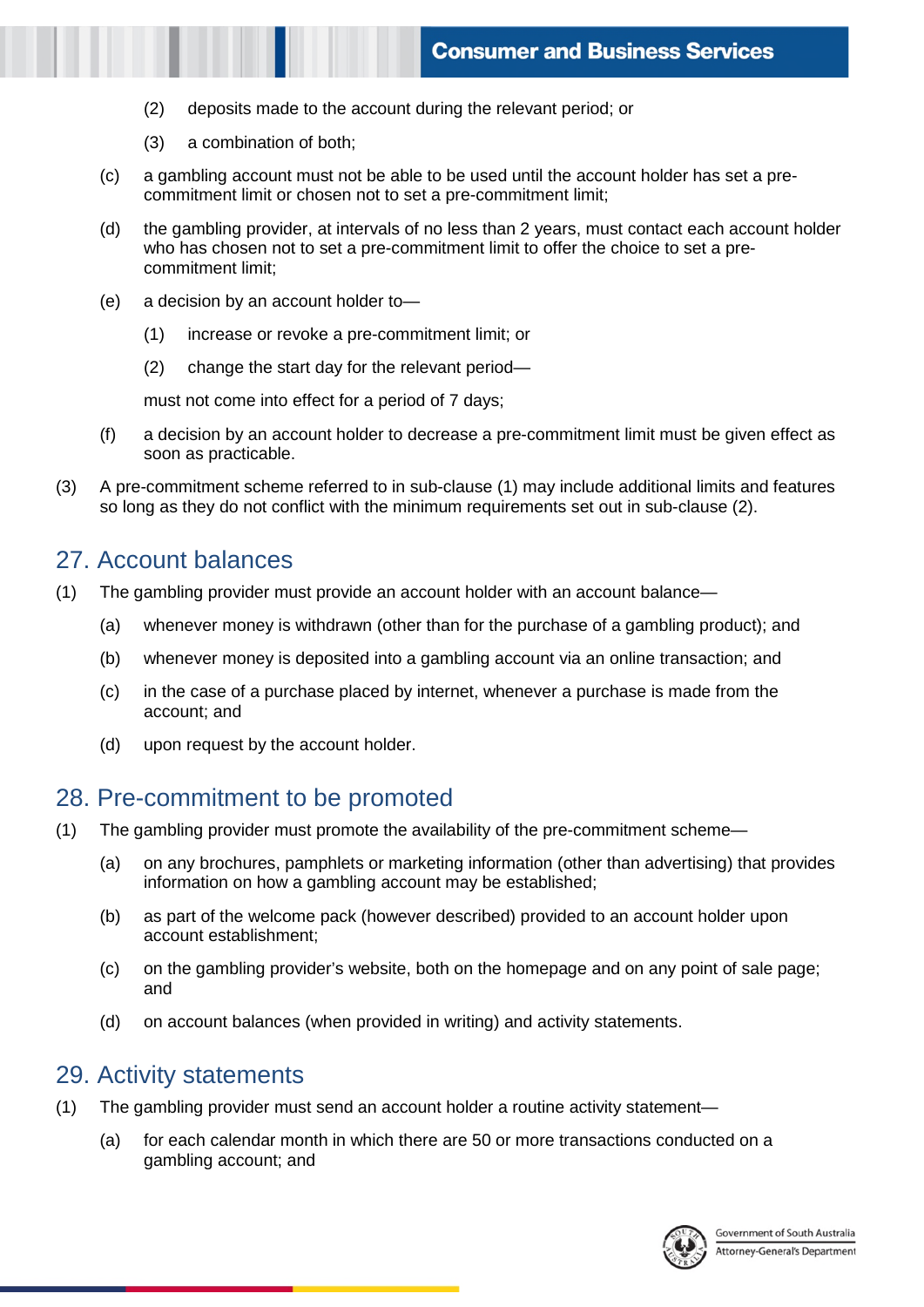(2) deposits made to the account during the relevant period; or

(3) a combination of both;

(c) a gambling account must not be able to be used until the account holder has set a pre-commitment limit or chosen not to set a pre-commitment limit;

(d) the gambling provider, at intervals of no less than 2 years, must contact each account holder who has chosen not to set a pre-commitment limit to offer the choice to set a pre-commitment limit;

(e) a decision by an account holder to—

(1) increase or revoke a pre-commitment limit; or

(2) change the start day for the relevant period—

must not come into effect for a period of 7 days;

(f) a decision by an account holder to decrease a pre-commitment limit must be given effect as soon as practicable.

(3) A pre-commitment scheme referred to in sub-clause (1) may include additional limits and features so long as they do not conflict with the minimum requirements set out in sub-clause (2).

## 27. Account balances

(1) The gambling provider must provide an account holder with an account balance—

(a) whenever money is withdrawn (other than for the purchase of a gambling product); and

(b) whenever money is deposited into a gambling account via an online transaction; and

(c) in the case of a purchase placed by internet, whenever a purchase is made from the account; and

(d) upon request by the account holder.

## 28. Pre-commitment to be promoted

(1) The gambling provider must promote the availability of the pre-commitment scheme—

(a) on any brochures, pamphlets or marketing information (other than advertising) that provides information on how a gambling account may be established;

(b) as part of the welcome pack (however described) provided to an account holder upon account establishment;

(c) on the gambling provider's website, both on the homepage and on any point of sale page; and

(d) on account balances (when provided in writing) and activity statements.

## 29. Activity statements

(1) The gambling provider must send an account holder a routine activity statement—

(a) for each calendar month in which there are 50 or more transactions conducted on a gambling account; and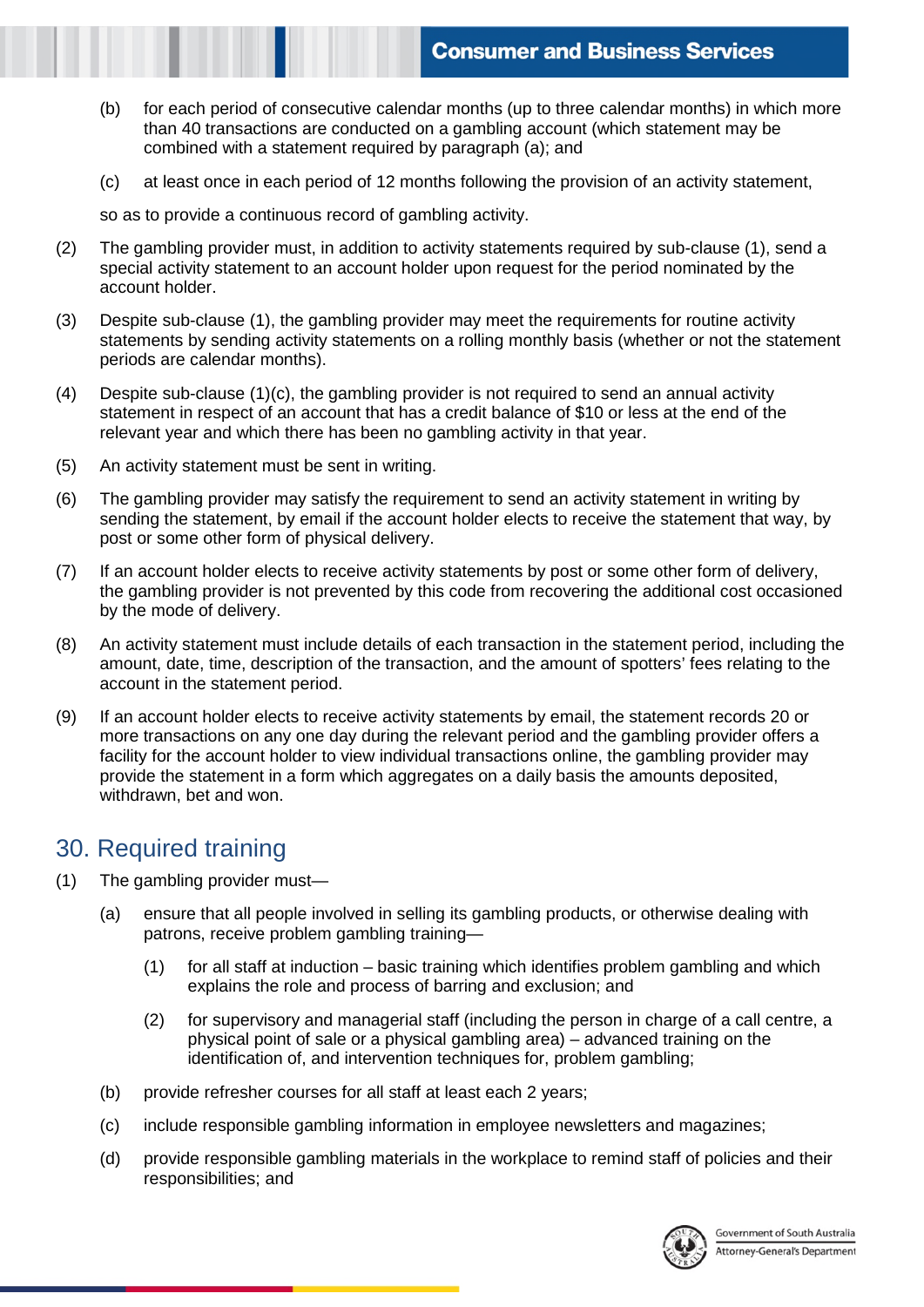(b) for each period of consecutive calendar months (up to three calendar months) in which more than 40 transactions are conducted on a gambling account (which statement may be combined with a statement required by paragraph (a); and

(c) at least once in each period of 12 months following the provision of an activity statement,

so as to provide a continuous record of gambling activity.

(2) The gambling provider must, in addition to activity statements required by sub-clause (1), send a special activity statement to an account holder upon request for the period nominated by the account holder.

(3) Despite sub-clause (1), the gambling provider may meet the requirements for routine activity statements by sending activity statements on a rolling monthly basis (whether or not the statement periods are calendar months).

(4) Despite sub-clause (1)(c), the gambling provider is not required to send an annual activity statement in respect of an account that has a credit balance of $10 or less at the end of the relevant year and which there has been no gambling activity in that year.

(5) An activity statement must be sent in writing.

(6) The gambling provider may satisfy the requirement to send an activity statement in writing by sending the statement, by email if the account holder elects to receive the statement that way, by post or some other form of physical delivery.

(7) If an account holder elects to receive activity statements by post or some other form of delivery, the gambling provider is not prevented by this code from recovering the additional cost occasioned by the mode of delivery.

(8) An activity statement must include details of each transaction in the statement period, including the amount, date, time, description of the transaction, and the amount of spotters' fees relating to the account in the statement period.

(9) If an account holder elects to receive activity statements by email, the statement records 20 or more transactions on any one day during the relevant period and the gambling provider offers a facility for the account holder to view individual transactions online, the gambling provider may provide the statement in a form which aggregates on a daily basis the amounts deposited, withdrawn, bet and won.

## 30. Required training

(1) The gambling provider must—

(a) ensure that all people involved in selling its gambling products, or otherwise dealing with patrons, receive problem gambling training—

(1) for all staff at induction – basic training which identifies problem gambling and which explains the role and process of barring and exclusion; and

(2) for supervisory and managerial staff (including the person in charge of a call centre, a physical point of sale or a physical gambling area) – advanced training on the identification of, and intervention techniques for, problem gambling;

(b) provide refresher courses for all staff at least each 2 years;

(c) include responsible gambling information in employee newsletters and magazines;

(d) provide responsible gambling materials in the workplace to remind staff of policies and their responsibilities; and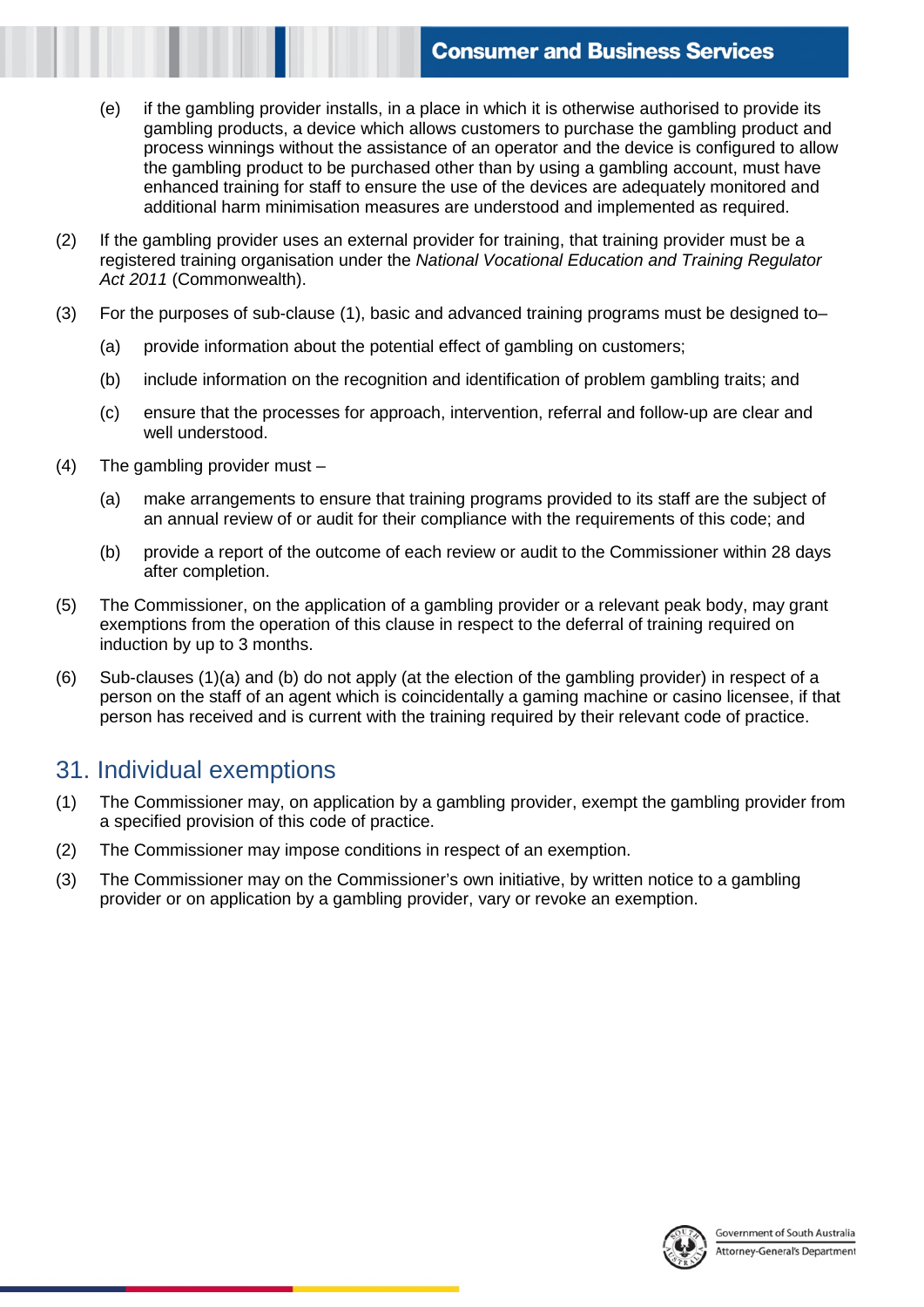(e) if the gambling provider installs, in a place in which it is otherwise authorised to provide its gambling products, a device which allows customers to purchase the gambling product and process winnings without the assistance of an operator and the device is configured to allow the gambling product to be purchased other than by using a gambling account, must have enhanced training for staff to ensure the use of the devices are adequately monitored and additional harm minimisation measures are understood and implemented as required.

(2) If the gambling provider uses an external provider for training, that training provider must be a registered training organisation under the *National Vocational Education and Training Regulator Act 2011* (Commonwealth).

(3) For the purposes of sub-clause (1), basic and advanced training programs must be designed to–

(a) provide information about the potential effect of gambling on customers;

(b) include information on the recognition and identification of problem gambling traits; and

(c) ensure that the processes for approach, intervention, referral and follow-up are clear and well understood.

(4) The gambling provider must –

(a) make arrangements to ensure that training programs provided to its staff are the subject of an annual review of or audit for their compliance with the requirements of this code; and

(b) provide a report of the outcome of each review or audit to the Commissioner within 28 days after completion.

(5) The Commissioner, on the application of a gambling provider or a relevant peak body, may grant exemptions from the operation of this clause in respect to the deferral of training required on induction by up to 3 months.

(6) Sub-clauses (1)(a) and (b) do not apply (at the election of the gambling provider) in respect of a person on the staff of an agent which is coincidentally a gaming machine or casino licensee, if that person has received and is current with the training required by their relevant code of practice.

## 31. Individual exemptions

(1) The Commissioner may, on application by a gambling provider, exempt the gambling provider from a specified provision of this code of practice.

(2) The Commissioner may impose conditions in respect of an exemption.

(3) The Commissioner may on the Commissioner's own initiative, by written notice to a gambling provider or on application by a gambling provider, vary or revoke an exemption.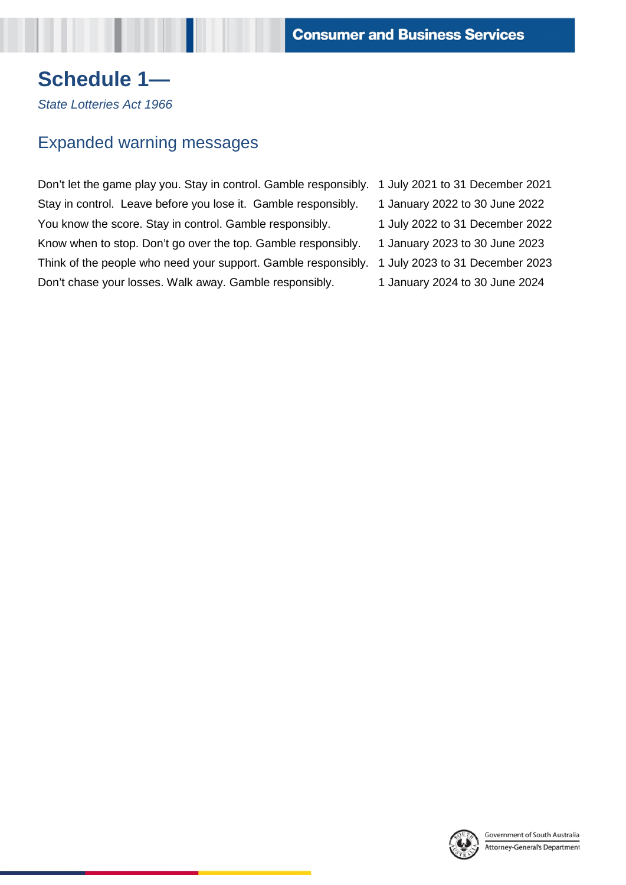# Schedule 1—

*State Lotteries Act 1966*

## Expanded warning messages

| | |
|---|---|
| Don't let the game play you. Stay in control. Gamble responsibly. | 1 July 2021 to 31 December 2021 |
| Stay in control. Leave before you lose it. Gamble responsibly. | 1 January 2022 to 30 June 2022 |
| You know the score. Stay in control. Gamble responsibly. | 1 July 2022 to 31 December 2022 |
| Know when to stop. Don't go over the top. Gamble responsibly. | 1 January 2023 to 30 June 2023 |
| Think of the people who need your support. Gamble responsibly. | 1 July 2023 to 31 December 2023 |
| Don't chase your losses. Walk away. Gamble responsibly. | 1 January 2024 to 30 June 2024 |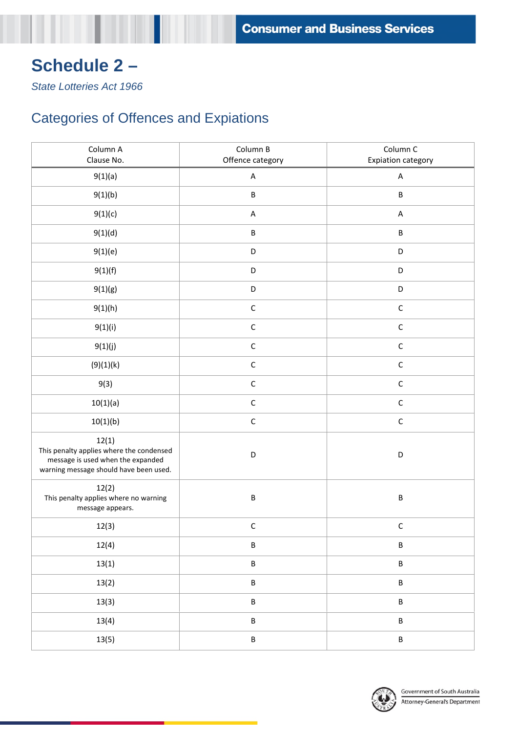# Schedule 2 –

*State Lotteries Act 1966*

## Categories of Offences and Expiations

| Column A<br>Clause No. | Column B<br>Offence category | Column C<br>Expiation category |
|---|---|---|
| 9(1)(a) | A | A |
| 9(1)(b) | B | B |
| 9(1)(c) | A | A |
| 9(1)(d) | B | B |
| 9(1)(e) | D | D |
| 9(1)(f) | D | D |
| 9(1)(g) | D | D |
| 9(1)(h) | C | C |
| 9(1)(i) | C | C |
| 9(1)(j) | C | C |
| (9)(1)(k) | C | C |
| 9(3) | C | C |
| 10(1)(a) | C | C |
| 10(1)(b) | C | C |
| 12(1)<br>This penalty applies where the condensed message is used when the expanded warning message should have been used. | D | D |
| 12(2)<br>This penalty applies where no warning message appears. | B | B |
| 12(3) | C | C |
| 12(4) | B | B |
| 13(1) | B | B |
| 13(2) | B | B |
| 13(3) | B | B |
| 13(4) | B | B |
| 13(5) | B | B |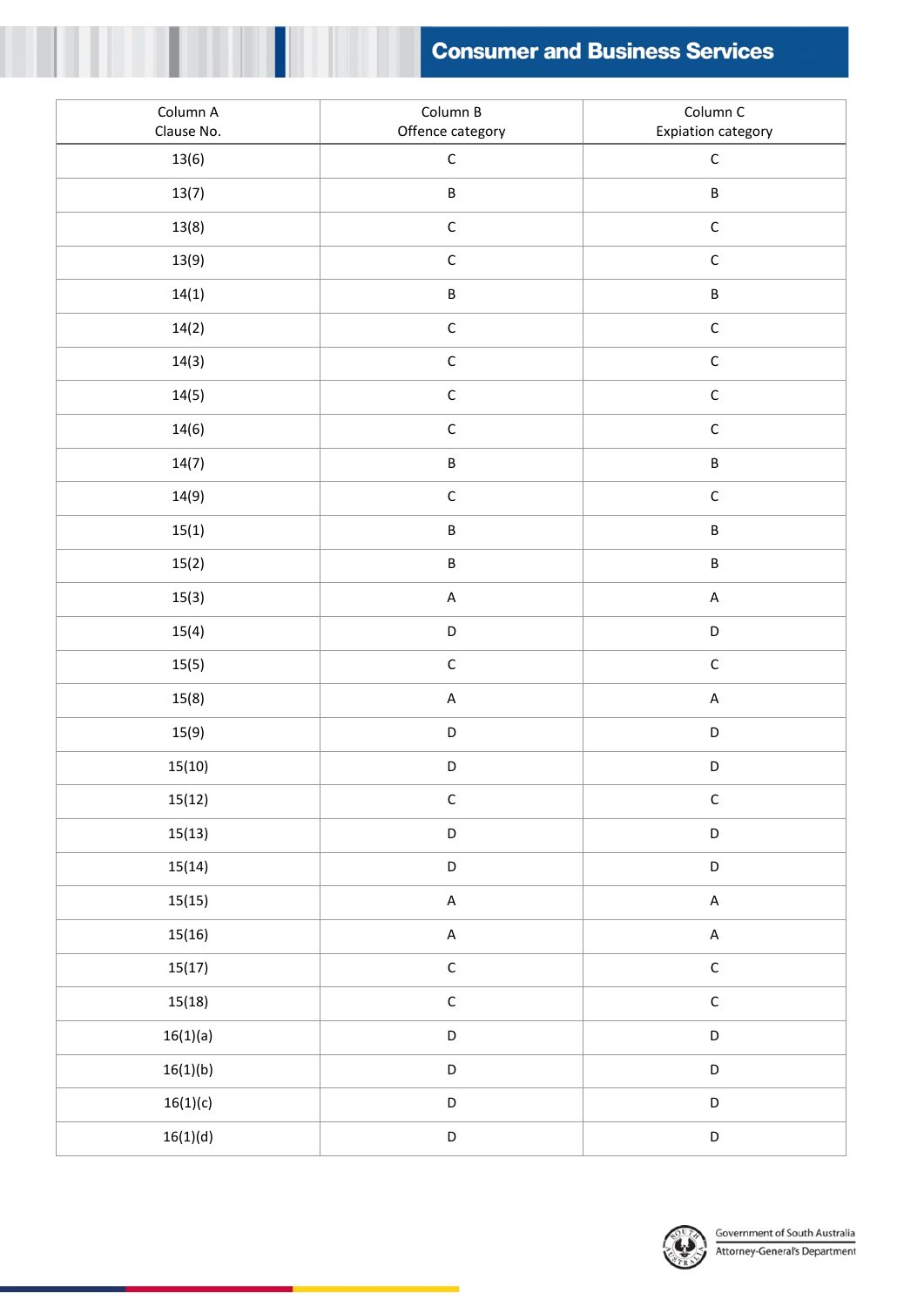| Column A Clause No. | Column B Offence category | Column C Expiation category |
|---|---|---|
| 13(6) | C | C |
| 13(7) | B | B |
| 13(8) | C | C |
| 13(9) | C | C |
| 14(1) | B | B |
| 14(2) | C | C |
| 14(3) | C | C |
| 14(5) | C | C |
| 14(6) | C | C |
| 14(7) | B | B |
| 14(9) | C | C |
| 15(1) | B | B |
| 15(2) | B | B |
| 15(3) | A | A |
| 15(4) | D | D |
| 15(5) | C | C |
| 15(8) | A | A |
| 15(9) | D | D |
| 15(10) | D | D |
| 15(12) | C | C |
| 15(13) | D | D |
| 15(14) | D | D |
| 15(15) | A | A |
| 15(16) | A | A |
| 15(17) | C | C |
| 15(18) | C | C |
| 16(1)(a) | D | D |
| 16(1)(b) | D | D |
| 16(1)(c) | D | D |
| 16(1)(d) | D | D |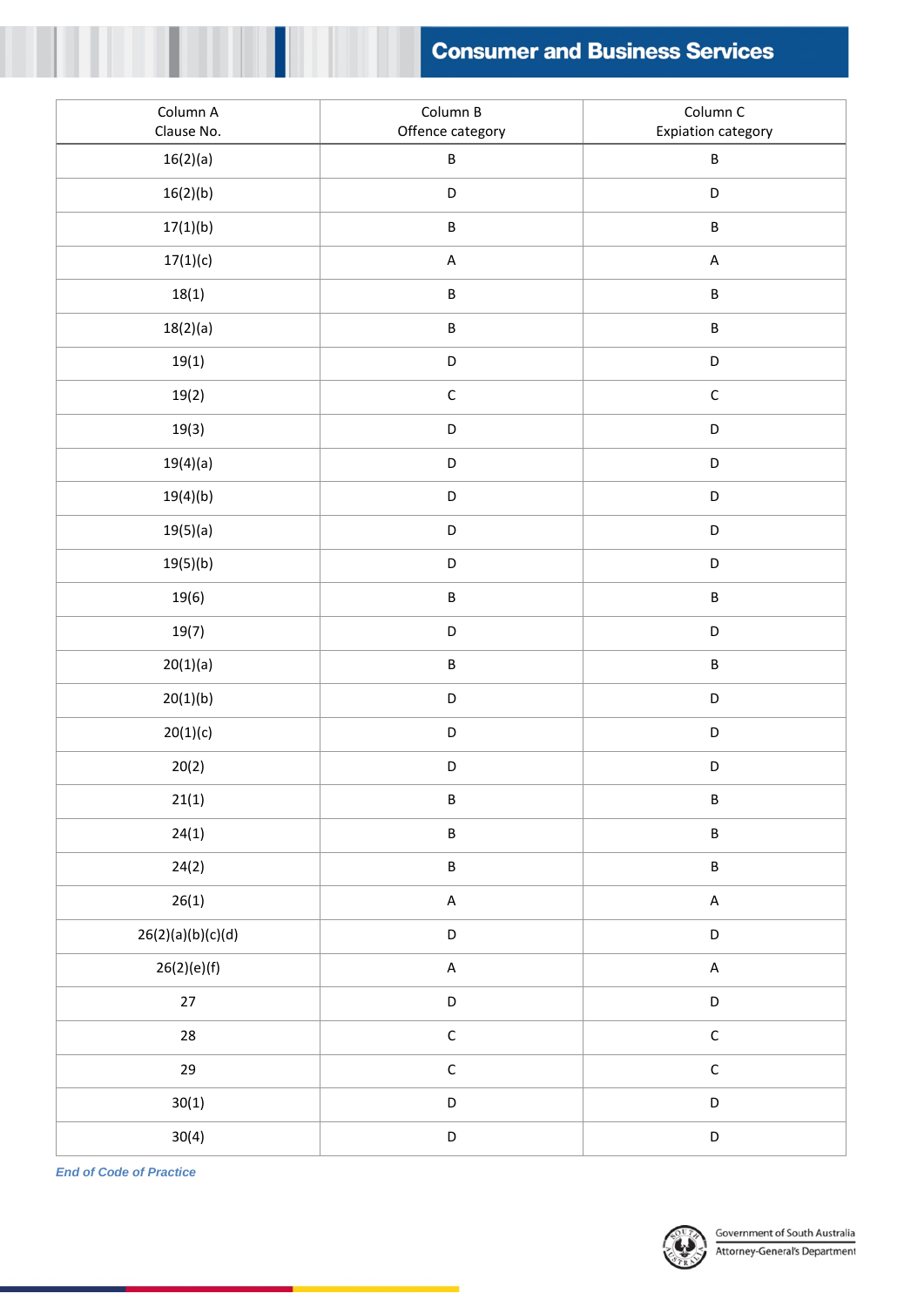| Column A<br>Clause No. | Column B<br>Offence category | Column C<br>Expiation category |
|---|---|---|
| 16(2)(a) | B | B |
| 16(2)(b) | D | D |
| 17(1)(b) | B | B |
| 17(1)(c) | A | A |
| 18(1) | B | B |
| 18(2)(a) | B | B |
| 19(1) | D | D |
| 19(2) | C | C |
| 19(3) | D | D |
| 19(4)(a) | D | D |
| 19(4)(b) | D | D |
| 19(5)(a) | D | D |
| 19(5)(b) | D | D |
| 19(6) | B | B |
| 19(7) | D | D |
| 20(1)(a) | B | B |
| 20(1)(b) | D | D |
| 20(1)(c) | D | D |
| 20(2) | D | D |
| 21(1) | B | B |
| 24(1) | B | B |
| 24(2) | B | B |
| 26(1) | A | A |
| 26(2)(a)(b)(c)(d) | D | D |
| 26(2)(e)(f) | A | A |
| 27 | D | D |
| 28 | C | C |
| 29 | C | C |
| 30(1) | D | D |
| 30(4) | D | D |

***End of Code of Practice***